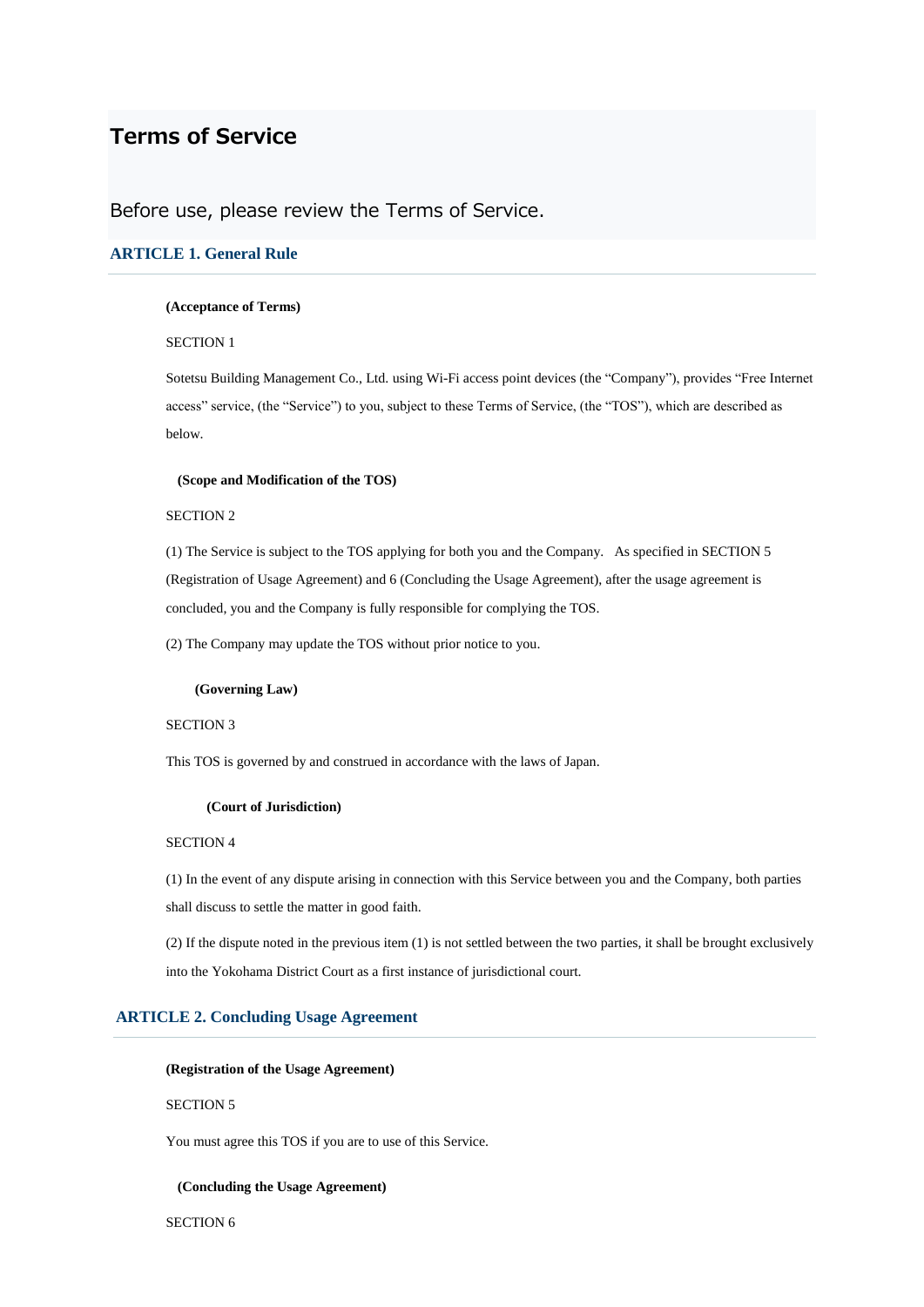# Terms of Service

Before use, please review the Terms of Service.

## ARTICLE 1. General Rule

**(Acceptance of Terms)**

SECTION 1

Sotetsu Building Management Co., Ltd. using Wi-Fi access point devices (the "Company"), provides "Free Internet access" service, (the "Service") to you, subject to these Terms of Service, (the "TOS"), which are described as below.

**(Scope and Modification of the TOS)**

SECTION 2

(1) The Service is subject to the TOS applying for both you and the Company. As specified in SECTION 5 (Registration of Usage Agreement) and 6 (Concluding the Usage Agreement), after the usage agreement is concluded, you and the Company is fully responsible for complying the TOS.

(2) The Company may update the TOS without prior notice to you.

**(Governing Law)**

SECTION 3

This TOS is governed by and construed in accordance with the laws of Japan.

**(Court of Jurisdiction)**

SECTION 4

(1) In the event of any dispute arising in connection with this Service between you and the Company, both parties shall discuss to settle the matter in good faith.

(2) If the dispute noted in the previous item (1) is not settled between the two parties, it shall be brought exclusively into the Yokohama District Court as a first instance of jurisdictional court.

## ARTICLE 2. Concluding Usage Agreement

**(Registration of the Usage Agreement)**

SECTION 5

You must agree this TOS if you are to use of this Service.

**(Concluding the Usage Agreement)**

SECTION 6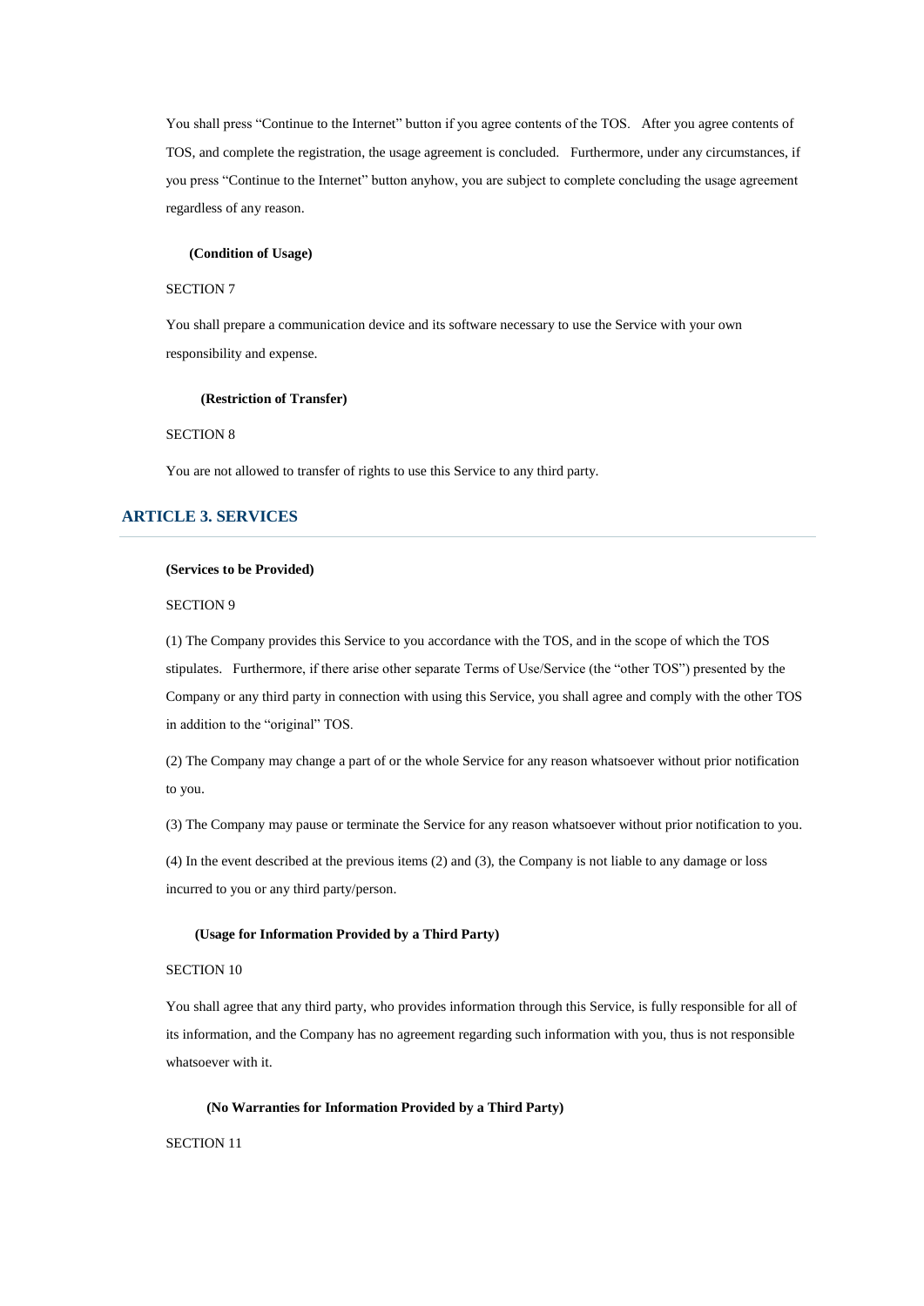You shall press “Continue to the Internet” button if you agree contents of the TOS. After you agree contents of TOS, and complete the registration, the usage agreement is concluded. Furthermore, under any circumstances, if you press “Continue to the Internet” button anyhow, you are subject to complete concluding the usage agreement regardless of any reason.

**(Condition of Usage)**

SECTION 7

You shall prepare a communication device and its software necessary to use the Service with your own responsibility and expense.

**(Restriction of Transfer)**

SECTION 8

You are not allowed to transfer of rights to use this Service to any third party.

## ARTICLE 3. SERVICES

**(Services to be Provided)**

SECTION 9

(1) The Company provides this Service to you accordance with the TOS, and in the scope of which the TOS stipulates. Furthermore, if there arise other separate Terms of Use/Service (the “other TOS”) presented by the Company or any third party in connection with using this Service, you shall agree and comply with the other TOS in addition to the “original” TOS.

(2) The Company may change a part of or the whole Service for any reason whatsoever without prior notification to you.

(3) The Company may pause or terminate the Service for any reason whatsoever without prior notification to you.

(4) In the event described at the previous items (2) and (3), the Company is not liable to any damage or loss incurred to you or any third party/person.

**(Usage for Information Provided by a Third Party)**

SECTION 10

You shall agree that any third party, who provides information through this Service, is fully responsible for all of its information, and the Company has no agreement regarding such information with you, thus is not responsible whatsoever with it.

**(No Warranties for Information Provided by a Third Party)**

SECTION 11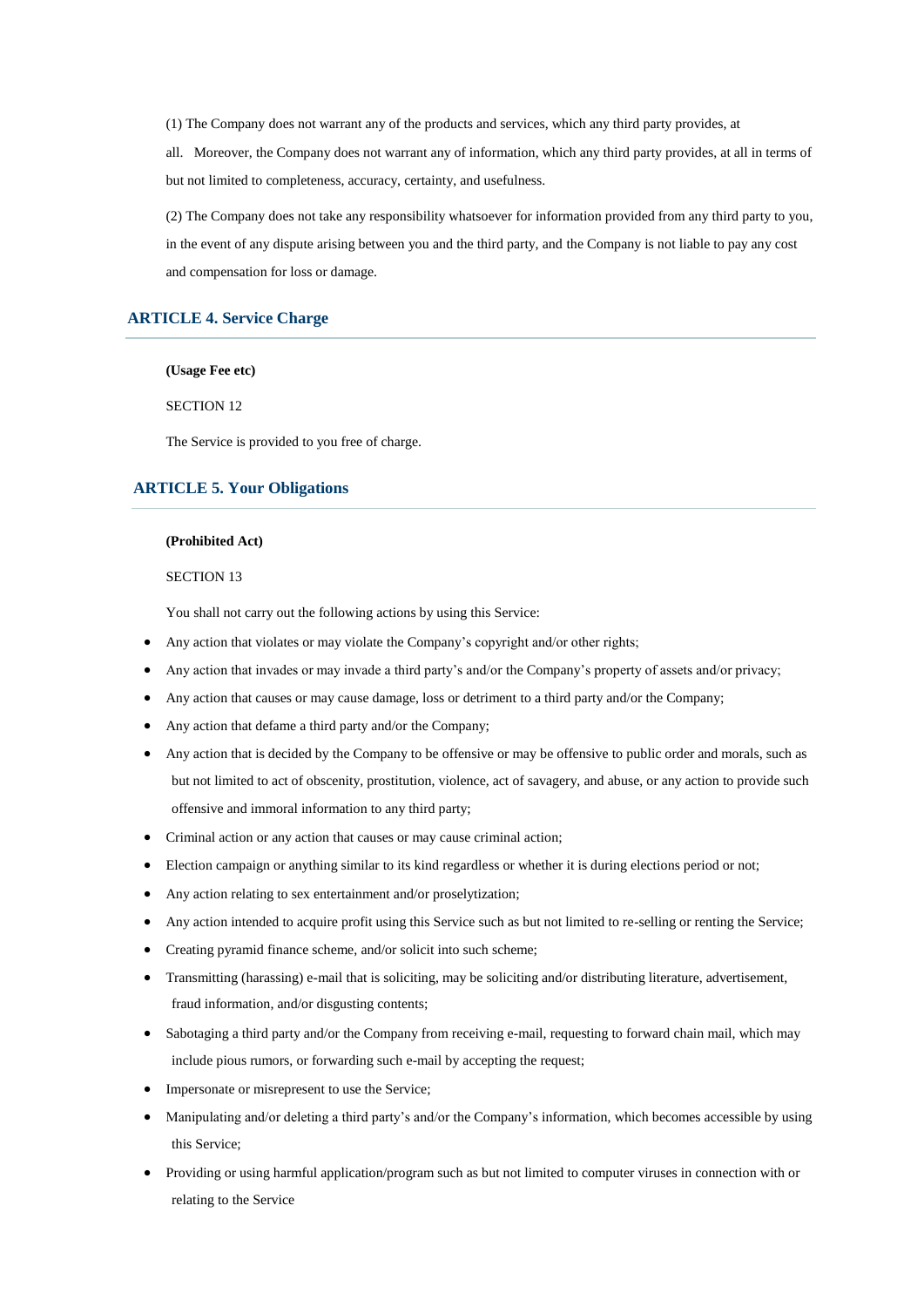(1) The Company does not warrant any of the products and services, which any third party provides, at all. Moreover, the Company does not warrant any of information, which any third party provides, at all in terms of but not limited to completeness, accuracy, certainty, and usefulness.

(2) The Company does not take any responsibility whatsoever for information provided from any third party to you, in the event of any dispute arising between you and the third party, and the Company is not liable to pay any cost and compensation for loss or damage.

## ARTICLE 4. Service Charge

**(Usage Fee etc)**

SECTION 12

The Service is provided to you free of charge.

## ARTICLE 5. Your Obligations

**(Prohibited Act)**

SECTION 13

You shall not carry out the following actions by using this Service:

- Any action that violates or may violate the Company's copyright and/or other rights;
- Any action that invades or may invade a third party's and/or the Company's property of assets and/or privacy;
- Any action that causes or may cause damage, loss or detriment to a third party and/or the Company;
- Any action that defame a third party and/or the Company;
- Any action that is decided by the Company to be offensive or may be offensive to public order and morals, such as but not limited to act of obscenity, prostitution, violence, act of savagery, and abuse, or any action to provide such offensive and immoral information to any third party;
- Criminal action or any action that causes or may cause criminal action;
- Election campaign or anything similar to its kind regardless or whether it is during elections period or not;
- Any action relating to sex entertainment and/or proselytization;
- Any action intended to acquire profit using this Service such as but not limited to re-selling or renting the Service;
- Creating pyramid finance scheme, and/or solicit into such scheme;
- Transmitting (harassing) e-mail that is soliciting, may be soliciting and/or distributing literature, advertisement, fraud information, and/or disgusting contents;
- Sabotaging a third party and/or the Company from receiving e-mail, requesting to forward chain mail, which may include pious rumors, or forwarding such e-mail by accepting the request;
- Impersonate or misrepresent to use the Service;
- Manipulating and/or deleting a third party's and/or the Company's information, which becomes accessible by using this Service;
- Providing or using harmful application/program such as but not limited to computer viruses in connection with or relating to the Service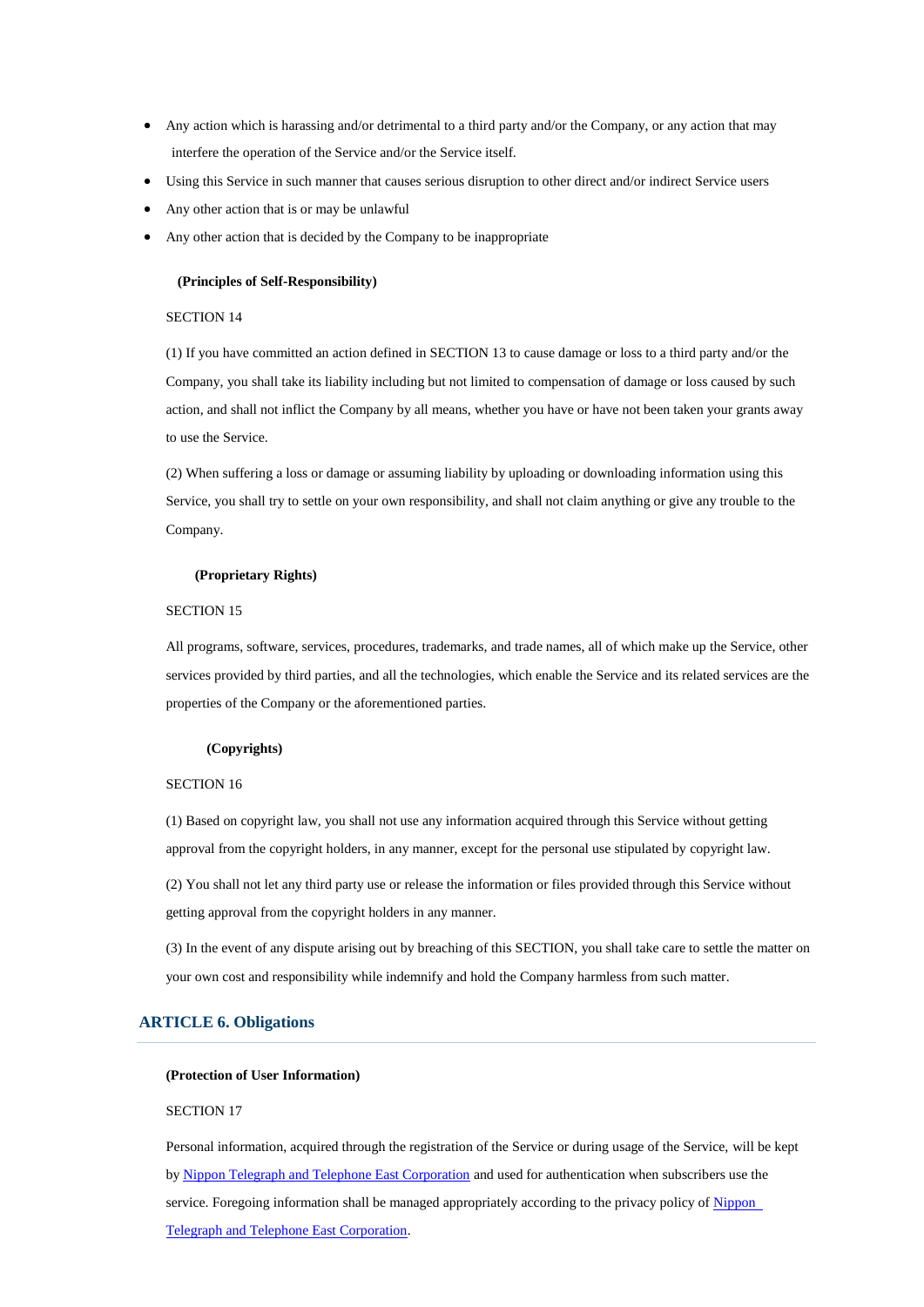- Any action which is harassing and/or detrimental to a third party and/or the Company, or any action that may interfere the operation of the Service and/or the Service itself.
- Using this Service in such manner that causes serious disruption to other direct and/or indirect Service users
- Any other action that is or may be unlawful
- Any other action that is decided by the Company to be inappropriate

**(Principles of Self-Responsibility)**

SECTION 14

(1) If you have committed an action defined in SECTION 13 to cause damage or loss to a third party and/or the Company, you shall take its liability including but not limited to compensation of damage or loss caused by such action, and shall not inflict the Company by all means, whether you have or have not been taken your grants away to use the Service.

(2) When suffering a loss or damage or assuming liability by uploading or downloading information using this Service, you shall try to settle on your own responsibility, and shall not claim anything or give any trouble to the Company.

**(Proprietary Rights)**

SECTION 15

All programs, software, services, procedures, trademarks, and trade names, all of which make up the Service, other services provided by third parties, and all the technologies, which enable the Service and its related services are the properties of the Company or the aforementioned parties.

**(Copyrights)**

SECTION 16

(1) Based on copyright law, you shall not use any information acquired through this Service without getting approval from the copyright holders, in any manner, except for the personal use stipulated by copyright law.

(2) You shall not let any third party use or release the information or files provided through this Service without getting approval from the copyright holders in any manner.

(3) In the event of any dispute arising out by breaching of this SECTION, you shall take care to settle the matter on your own cost and responsibility while indemnify and hold the Company harmless from such matter.

## ARTICLE 6. Obligations

**(Protection of User Information)**

SECTION 17

Personal information, acquired through the registration of the Service or during usage of the Service, will be kept by Nippon Telegraph and Telephone East Corporation and used for authentication when subscribers use the service. Foregoing information shall be managed appropriately according to the privacy policy of Nippon Telegraph and Telephone East Corporation.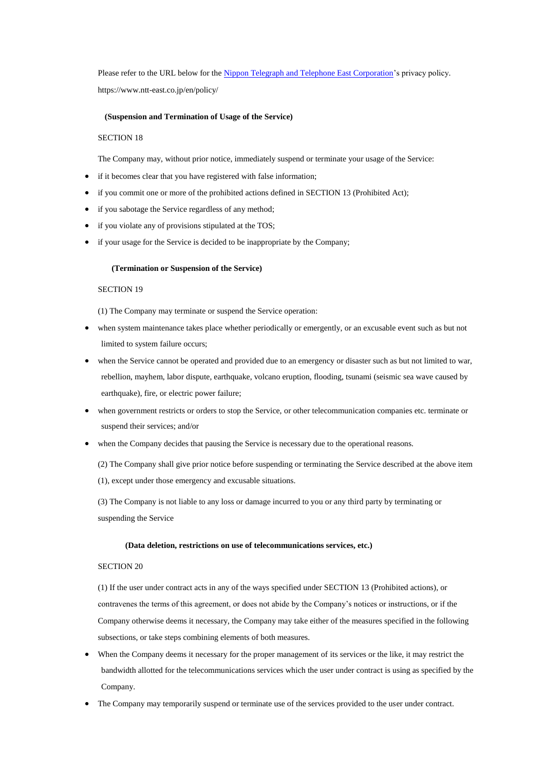Please refer to the URL below for the [Nippon Telegraph and Telephone East Corporation](https://www.ntt-east.co.jp/en/policy/)'s privacy policy.

https://www.ntt-east.co.jp/en/policy/

**(Suspension and Termination of Usage of the Service)**

SECTION 18

The Company may, without prior notice, immediately suspend or terminate your usage of the Service:

- if it becomes clear that you have registered with false information;
- if you commit one or more of the prohibited actions defined in SECTION 13 (Prohibited Act);
- if you sabotage the Service regardless of any method;
- if you violate any of provisions stipulated at the TOS;
- if your usage for the Service is decided to be inappropriate by the Company;

**(Termination or Suspension of the Service)**

SECTION 19

(1) The Company may terminate or suspend the Service operation:

- when system maintenance takes place whether periodically or emergently, or an excusable event such as but not limited to system failure occurs;
- when the Service cannot be operated and provided due to an emergency or disaster such as but not limited to war, rebellion, mayhem, labor dispute, earthquake, volcano eruption, flooding, tsunami (seismic sea wave caused by earthquake), fire, or electric power failure;
- when government restricts or orders to stop the Service, or other telecommunication companies etc. terminate or suspend their services; and/or
- when the Company decides that pausing the Service is necessary due to the operational reasons.

(2) The Company shall give prior notice before suspending or terminating the Service described at the above item (1), except under those emergency and excusable situations.

(3) The Company is not liable to any loss or damage incurred to you or any third party by terminating or suspending the Service

**(Data deletion, restrictions on use of telecommunications services, etc.)**

SECTION 20

(1) If the user under contract acts in any of the ways specified under SECTION 13 (Prohibited actions), or contravenes the terms of this agreement, or does not abide by the Company's notices or instructions, or if the Company otherwise deems it necessary, the Company may take either of the measures specified in the following subsections, or take steps combining elements of both measures.

- When the Company deems it necessary for the proper management of its services or the like, it may restrict the bandwidth allotted for the telecommunications services which the user under contract is using as specified by the Company.
- The Company may temporarily suspend or terminate use of the services provided to the user under contract.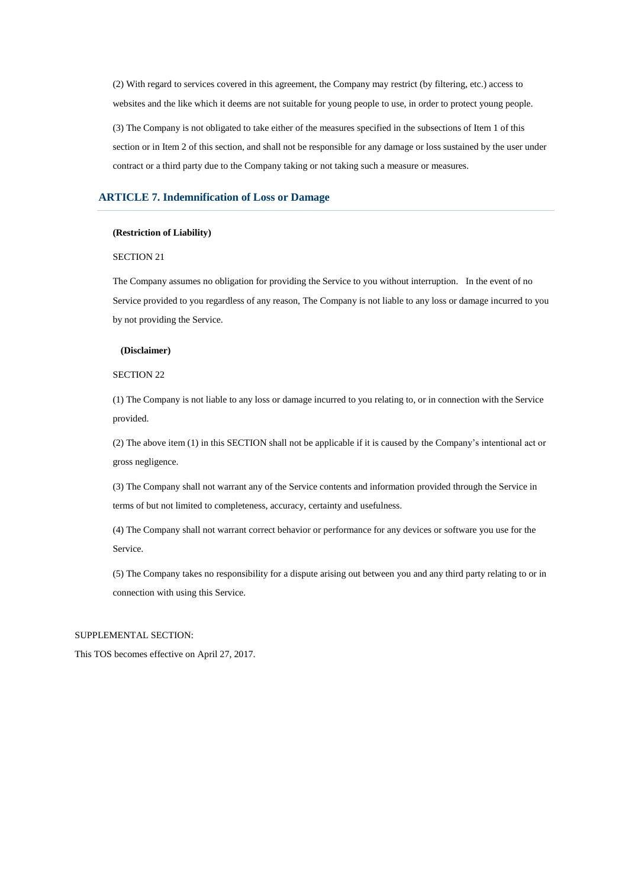(2) With regard to services covered in this agreement, the Company may restrict (by filtering, etc.) access to websites and the like which it deems are not suitable for young people to use, in order to protect young people.

(3) The Company is not obligated to take either of the measures specified in the subsections of Item 1 of this section or in Item 2 of this section, and shall not be responsible for any damage or loss sustained by the user under contract or a third party due to the Company taking or not taking such a measure or measures.

## ARTICLE 7. Indemnification of Loss or Damage

**(Restriction of Liability)**

SECTION 21

The Company assumes no obligation for providing the Service to you without interruption. In the event of no Service provided to you regardless of any reason, The Company is not liable to any loss or damage incurred to you by not providing the Service.

**(Disclaimer)**

SECTION 22

(1) The Company is not liable to any loss or damage incurred to you relating to, or in connection with the Service provided.

(2) The above item (1) in this SECTION shall not be applicable if it is caused by the Company's intentional act or gross negligence.

(3) The Company shall not warrant any of the Service contents and information provided through the Service in terms of but not limited to completeness, accuracy, certainty and usefulness.

(4) The Company shall not warrant correct behavior or performance for any devices or software you use for the Service.

(5) The Company takes no responsibility for a dispute arising out between you and any third party relating to or in connection with using this Service.

SUPPLEMENTAL SECTION:

This TOS becomes effective on April 27, 2017.